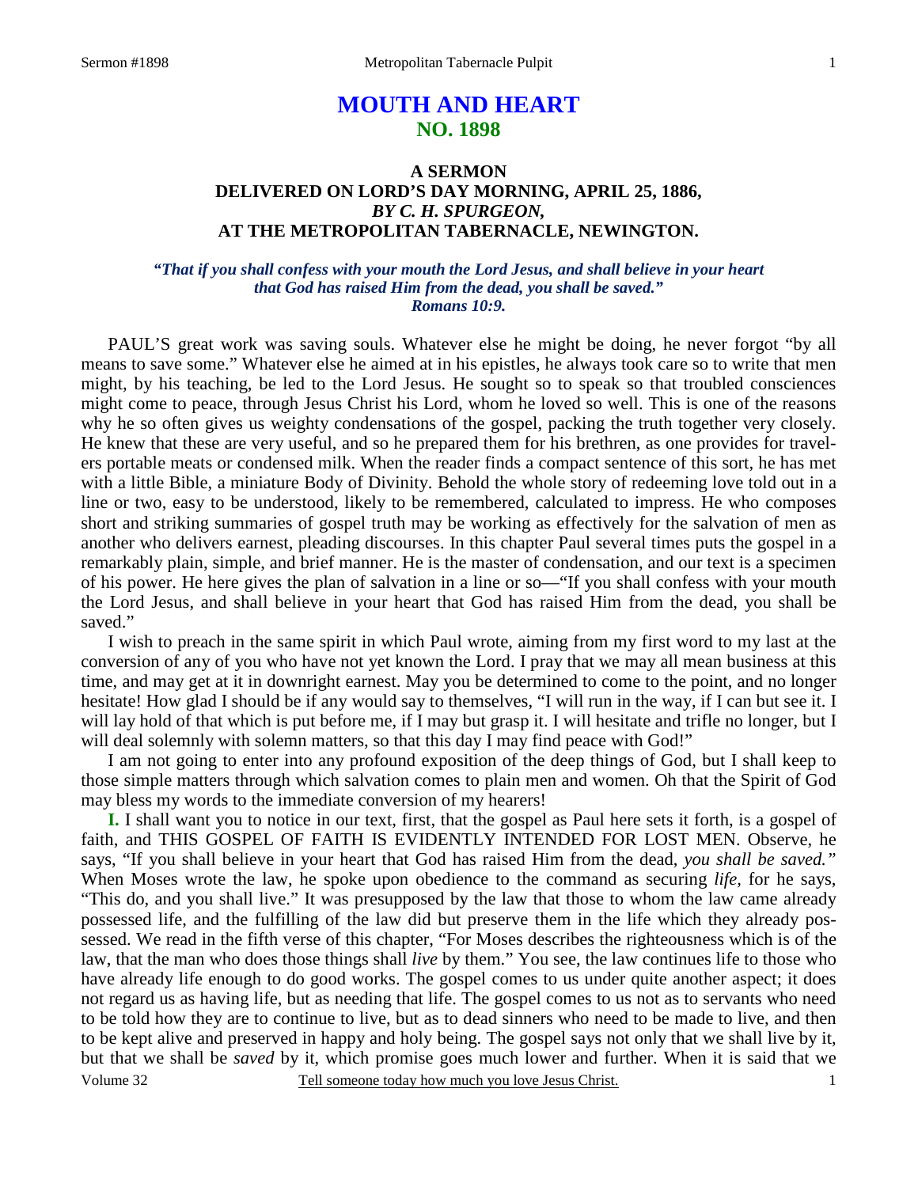# MOUTH AND HEART
## NO. 1898

### A SERMON
### DELIVERED ON LORD'S DAY MORNING, APRIL 25, 1886,
### *BY C. H. SPURGEON,*
### AT THE METROPOLITAN TABERNACLE, NEWINGTON.

***"That if you shall confess with your mouth the Lord Jesus, and shall believe in your heart that God has raised Him from the dead, you shall be saved." Romans 10:9.***

PAUL'S great work was saving souls. Whatever else he might be doing, he never forgot "by all means to save some." Whatever else he aimed at in his epistles, he always took care so to write that men might, by his teaching, be led to the Lord Jesus. He sought so to speak so that troubled consciences might come to peace, through Jesus Christ his Lord, whom he loved so well. This is one of the reasons why he so often gives us weighty condensations of the gospel, packing the truth together very closely. He knew that these are very useful, and so he prepared them for his brethren, as one provides for travelers portable meats or condensed milk. When the reader finds a compact sentence of this sort, he has met with a little Bible, a miniature Body of Divinity. Behold the whole story of redeeming love told out in a line or two, easy to be understood, likely to be remembered, calculated to impress. He who composes short and striking summaries of gospel truth may be working as effectively for the salvation of men as another who delivers earnest, pleading discourses. In this chapter Paul several times puts the gospel in a remarkably plain, simple, and brief manner. He is the master of condensation, and our text is a specimen of his power. He here gives the plan of salvation in a line or so—"If you shall confess with your mouth the Lord Jesus, and shall believe in your heart that God has raised Him from the dead, you shall be saved."

I wish to preach in the same spirit in which Paul wrote, aiming from my first word to my last at the conversion of any of you who have not yet known the Lord. I pray that we may all mean business at this time, and may get at it in downright earnest. May you be determined to come to the point, and no longer hesitate! How glad I should be if any would say to themselves, "I will run in the way, if I can but see it. I will lay hold of that which is put before me, if I may but grasp it. I will hesitate and trifle no longer, but I will deal solemnly with solemn matters, so that this day I may find peace with God!"

I am not going to enter into any profound exposition of the deep things of God, but I shall keep to those simple matters through which salvation comes to plain men and women. Oh that the Spirit of God may bless my words to the immediate conversion of my hearers!

**I.** I shall want you to notice in our text, first, that the gospel as Paul here sets it forth, is a gospel of faith, and THIS GOSPEL OF FAITH IS EVIDENTLY INTENDED FOR LOST MEN. Observe, he says, "If you shall believe in your heart that God has raised Him from the dead, *you shall be saved."* When Moses wrote the law, he spoke upon obedience to the command as securing *life,* for he says, "This do, and you shall live." It was presupposed by the law that those to whom the law came already possessed life, and the fulfilling of the law did but preserve them in the life which they already possessed. We read in the fifth verse of this chapter, "For Moses describes the righteousness which is of the law, that the man who does those things shall *live* by them." You see, the law continues life to those who have already life enough to do good works. The gospel comes to us under quite another aspect; it does not regard us as having life, but as needing that life. The gospel comes to us not as to servants who need to be told how they are to continue to live, but as to dead sinners who need to be made to live, and then to be kept alive and preserved in happy and holy being. The gospel says not only that we shall live by it, but that we shall be *saved* by it, which promise goes much lower and further. When it is said that we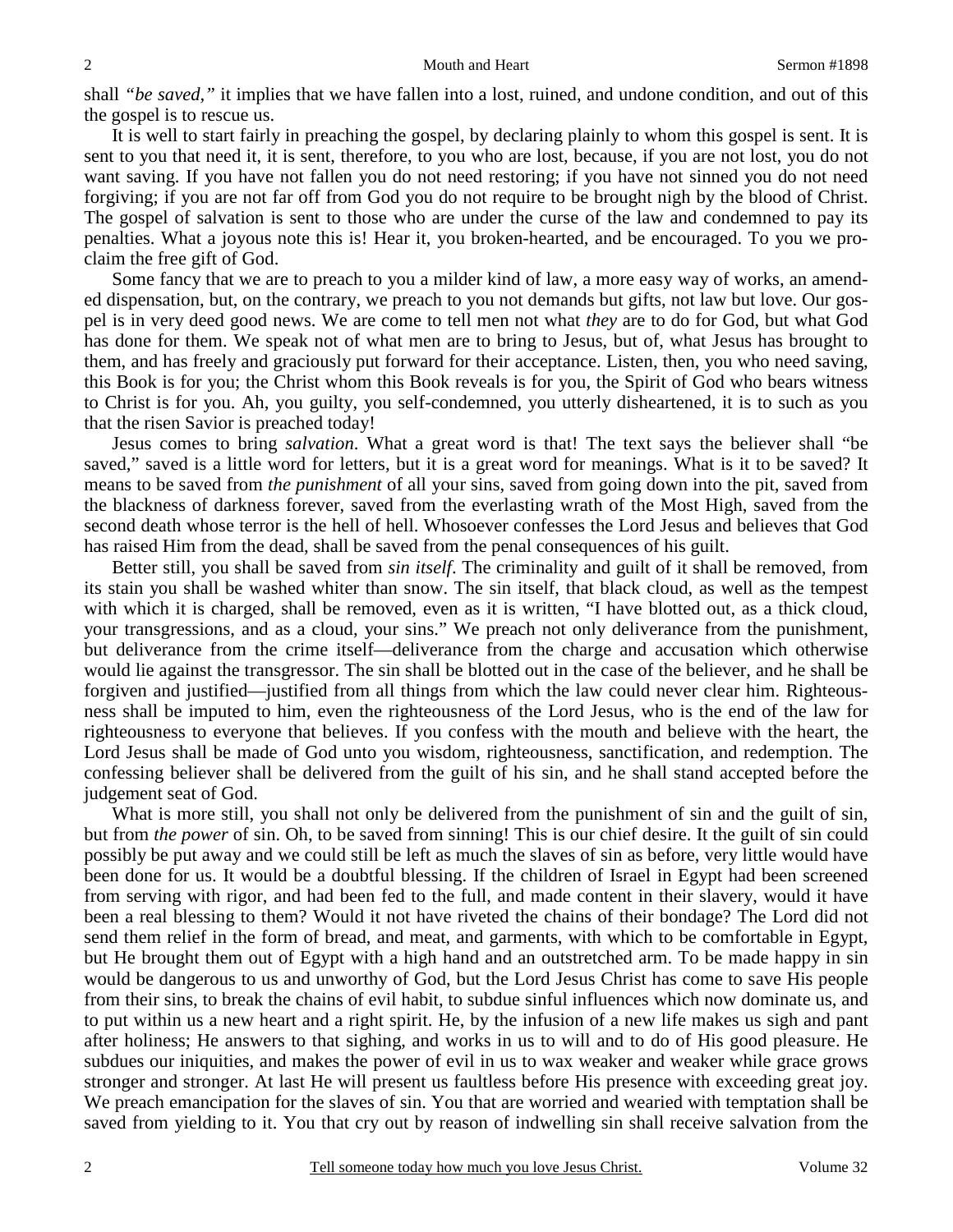shall *"be saved,"* it implies that we have fallen into a lost, ruined, and undone condition, and out of this the gospel is to rescue us.

It is well to start fairly in preaching the gospel, by declaring plainly to whom this gospel is sent. It is sent to you that need it, it is sent, therefore, to you who are lost, because, if you are not lost, you do not want saving. If you have not fallen you do not need restoring; if you have not sinned you do not need forgiving; if you are not far off from God you do not require to be brought nigh by the blood of Christ. The gospel of salvation is sent to those who are under the curse of the law and condemned to pay its penalties. What a joyous note this is! Hear it, you broken-hearted, and be encouraged. To you we proclaim the free gift of God.

Some fancy that we are to preach to you a milder kind of law, a more easy way of works, an amended dispensation, but, on the contrary, we preach to you not demands but gifts, not law but love. Our gospel is in very deed good news. We are come to tell men not what *they* are to do for God, but what God has done for them. We speak not of what men are to bring to Jesus, but of, what Jesus has brought to them, and has freely and graciously put forward for their acceptance. Listen, then, you who need saving, this Book is for you; the Christ whom this Book reveals is for you, the Spirit of God who bears witness to Christ is for you. Ah, you guilty, you self-condemned, you utterly disheartened, it is to such as you that the risen Savior is preached today!

Jesus comes to bring *salvation*. What a great word is that! The text says the believer shall "be saved," saved is a little word for letters, but it is a great word for meanings. What is it to be saved? It means to be saved from *the punishment* of all your sins, saved from going down into the pit, saved from the blackness of darkness forever, saved from the everlasting wrath of the Most High, saved from the second death whose terror is the hell of hell. Whosoever confesses the Lord Jesus and believes that God has raised Him from the dead, shall be saved from the penal consequences of his guilt.

Better still, you shall be saved from *sin itself*. The criminality and guilt of it shall be removed, from its stain you shall be washed whiter than snow. The sin itself, that black cloud, as well as the tempest with which it is charged, shall be removed, even as it is written, "I have blotted out, as a thick cloud, your transgressions, and as a cloud, your sins." We preach not only deliverance from the punishment, but deliverance from the crime itself—deliverance from the charge and accusation which otherwise would lie against the transgressor. The sin shall be blotted out in the case of the believer, and he shall be forgiven and justified—justified from all things from which the law could never clear him. Righteousness shall be imputed to him, even the righteousness of the Lord Jesus, who is the end of the law for righteousness to everyone that believes. If you confess with the mouth and believe with the heart, the Lord Jesus shall be made of God unto you wisdom, righteousness, sanctification, and redemption. The confessing believer shall be delivered from the guilt of his sin, and he shall stand accepted before the judgement seat of God.

What is more still, you shall not only be delivered from the punishment of sin and the guilt of sin, but from *the power* of sin. Oh, to be saved from sinning! This is our chief desire. It the guilt of sin could possibly be put away and we could still be left as much the slaves of sin as before, very little would have been done for us. It would be a doubtful blessing. If the children of Israel in Egypt had been screened from serving with rigor, and had been fed to the full, and made content in their slavery, would it have been a real blessing to them? Would it not have riveted the chains of their bondage? The Lord did not send them relief in the form of bread, and meat, and garments, with which to be comfortable in Egypt, but He brought them out of Egypt with a high hand and an outstretched arm. To be made happy in sin would be dangerous to us and unworthy of God, but the Lord Jesus Christ has come to save His people from their sins, to break the chains of evil habit, to subdue sinful influences which now dominate us, and to put within us a new heart and a right spirit. He, by the infusion of a new life makes us sigh and pant after holiness; He answers to that sighing, and works in us to will and to do of His good pleasure. He subdues our iniquities, and makes the power of evil in us to wax weaker and weaker while grace grows stronger and stronger. At last He will present us faultless before His presence with exceeding great joy. We preach emancipation for the slaves of sin. You that are worried and wearied with temptation shall be saved from yielding to it. You that cry out by reason of indwelling sin shall receive salvation from the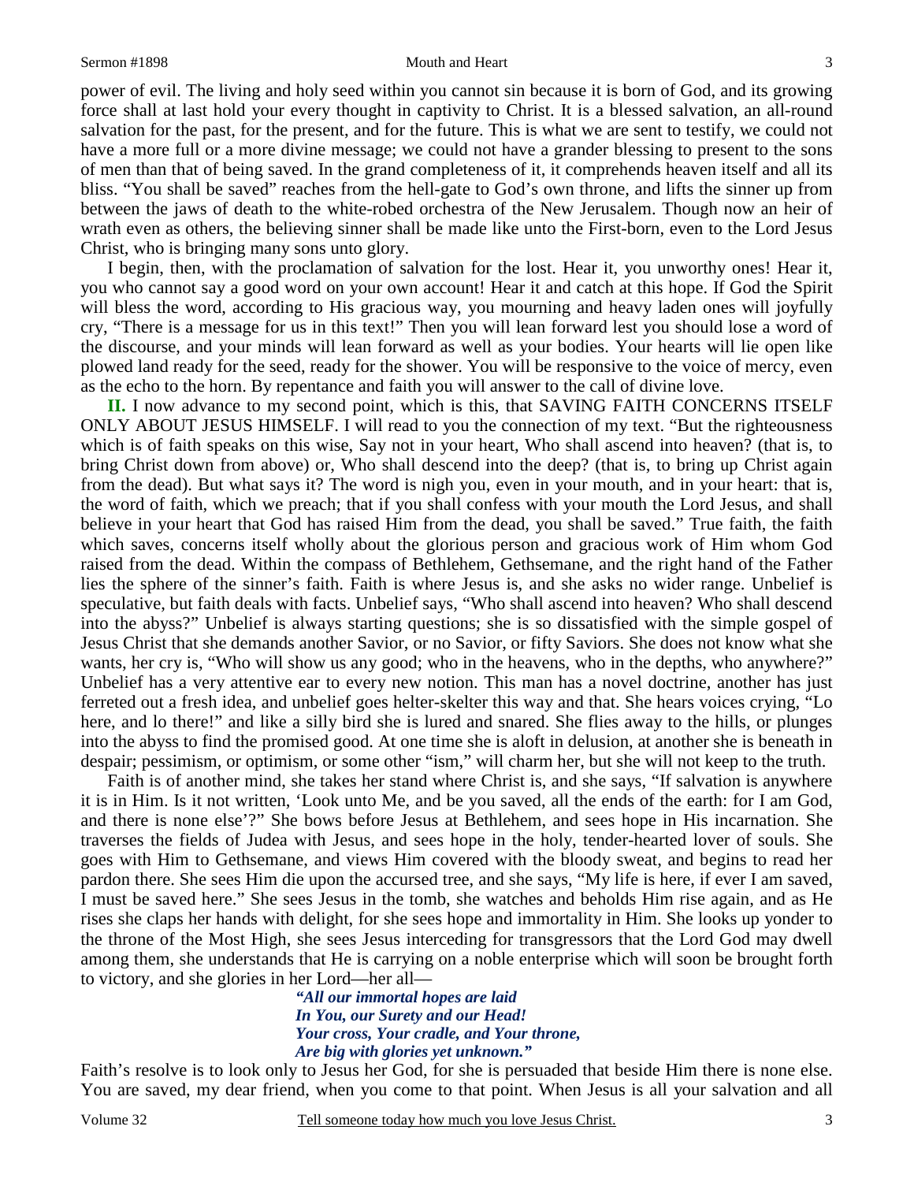power of evil. The living and holy seed within you cannot sin because it is born of God, and its growing force shall at last hold your every thought in captivity to Christ. It is a blessed salvation, an all-round salvation for the past, for the present, and for the future. This is what we are sent to testify, we could not have a more full or a more divine message; we could not have a grander blessing to present to the sons of men than that of being saved. In the grand completeness of it, it comprehends heaven itself and all its bliss. "You shall be saved" reaches from the hell-gate to God's own throne, and lifts the sinner up from between the jaws of death to the white-robed orchestra of the New Jerusalem. Though now an heir of wrath even as others, the believing sinner shall be made like unto the First-born, even to the Lord Jesus Christ, who is bringing many sons unto glory.

I begin, then, with the proclamation of salvation for the lost. Hear it, you unworthy ones! Hear it, you who cannot say a good word on your own account! Hear it and catch at this hope. If God the Spirit will bless the word, according to His gracious way, you mourning and heavy laden ones will joyfully cry, "There is a message for us in this text!" Then you will lean forward lest you should lose a word of the discourse, and your minds will lean forward as well as your bodies. Your hearts will lie open like plowed land ready for the seed, ready for the shower. You will be responsive to the voice of mercy, even as the echo to the horn. By repentance and faith you will answer to the call of divine love.

**II.** I now advance to my second point, which is this, that SAVING FAITH CONCERNS ITSELF ONLY ABOUT JESUS HIMSELF. I will read to you the connection of my text. "But the righteousness which is of faith speaks on this wise, Say not in your heart, Who shall ascend into heaven? (that is, to bring Christ down from above) or, Who shall descend into the deep? (that is, to bring up Christ again from the dead). But what says it? The word is nigh you, even in your mouth, and in your heart: that is, the word of faith, which we preach; that if you shall confess with your mouth the Lord Jesus, and shall believe in your heart that God has raised Him from the dead, you shall be saved." True faith, the faith which saves, concerns itself wholly about the glorious person and gracious work of Him whom God raised from the dead. Within the compass of Bethlehem, Gethsemane, and the right hand of the Father lies the sphere of the sinner's faith. Faith is where Jesus is, and she asks no wider range. Unbelief is speculative, but faith deals with facts. Unbelief says, "Who shall ascend into heaven? Who shall descend into the abyss?" Unbelief is always starting questions; she is so dissatisfied with the simple gospel of Jesus Christ that she demands another Savior, or no Savior, or fifty Saviors. She does not know what she wants, her cry is, "Who will show us any good; who in the heavens, who in the depths, who anywhere?" Unbelief has a very attentive ear to every new notion. This man has a novel doctrine, another has just ferreted out a fresh idea, and unbelief goes helter-skelter this way and that. She hears voices crying, "Lo here, and lo there!" and like a silly bird she is lured and snared. She flies away to the hills, or plunges into the abyss to find the promised good. At one time she is aloft in delusion, at another she is beneath in despair; pessimism, or optimism, or some other "ism," will charm her, but she will not keep to the truth.

Faith is of another mind, she takes her stand where Christ is, and she says, "If salvation is anywhere it is in Him. Is it not written, 'Look unto Me, and be you saved, all the ends of the earth: for I am God, and there is none else'?" She bows before Jesus at Bethlehem, and sees hope in His incarnation. She traverses the fields of Judea with Jesus, and sees hope in the holy, tender-hearted lover of souls. She goes with Him to Gethsemane, and views Him covered with the bloody sweat, and begins to read her pardon there. She sees Him die upon the accursed tree, and she says, "My life is here, if ever I am saved, I must be saved here." She sees Jesus in the tomb, she watches and beholds Him rise again, and as He rises she claps her hands with delight, for she sees hope and immortality in Him. She looks up yonder to the throne of the Most High, she sees Jesus interceding for transgressors that the Lord God may dwell among them, she understands that He is carrying on a noble enterprise which will soon be brought forth to victory, and she glories in her Lord—her all—

> ***"All our immortal hopes are laid***
> ***In You, our Surety and our Head!***
> ***Your cross, Your cradle, and Your throne,***
> ***Are big with glories yet unknown."***

Faith's resolve is to look only to Jesus her God, for she is persuaded that beside Him there is none else. You are saved, my dear friend, when you come to that point. When Jesus is all your salvation and all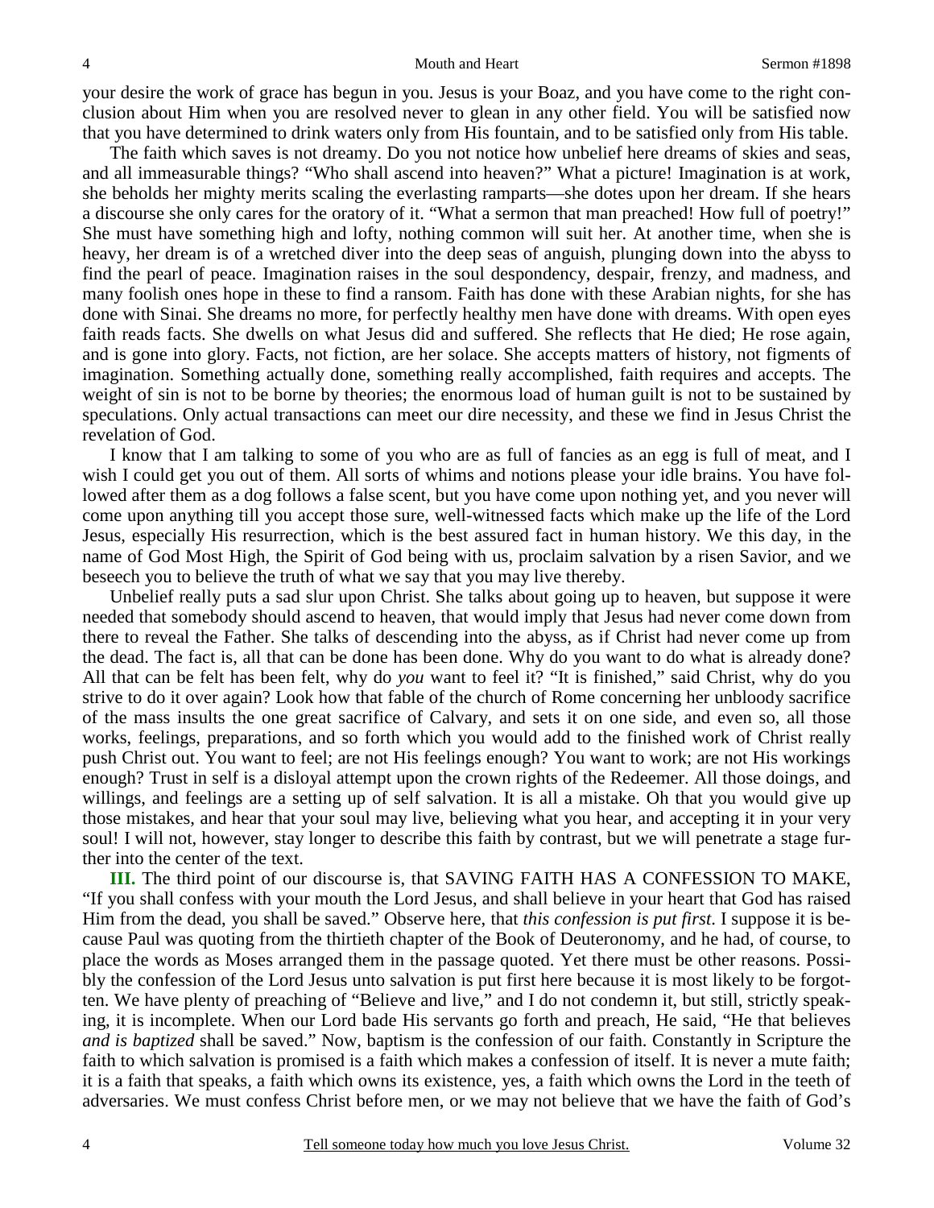your desire the work of grace has begun in you. Jesus is your Boaz, and you have come to the right conclusion about Him when you are resolved never to glean in any other field. You will be satisfied now that you have determined to drink waters only from His fountain, and to be satisfied only from His table.

The faith which saves is not dreamy. Do you not notice how unbelief here dreams of skies and seas, and all immeasurable things? "Who shall ascend into heaven?" What a picture! Imagination is at work, she beholds her mighty merits scaling the everlasting ramparts—she dotes upon her dream. If she hears a discourse she only cares for the oratory of it. "What a sermon that man preached! How full of poetry!" She must have something high and lofty, nothing common will suit her. At another time, when she is heavy, her dream is of a wretched diver into the deep seas of anguish, plunging down into the abyss to find the pearl of peace. Imagination raises in the soul despondency, despair, frenzy, and madness, and many foolish ones hope in these to find a ransom. Faith has done with these Arabian nights, for she has done with Sinai. She dreams no more, for perfectly healthy men have done with dreams. With open eyes faith reads facts. She dwells on what Jesus did and suffered. She reflects that He died; He rose again, and is gone into glory. Facts, not fiction, are her solace. She accepts matters of history, not figments of imagination. Something actually done, something really accomplished, faith requires and accepts. The weight of sin is not to be borne by theories; the enormous load of human guilt is not to be sustained by speculations. Only actual transactions can meet our dire necessity, and these we find in Jesus Christ the revelation of God.

I know that I am talking to some of you who are as full of fancies as an egg is full of meat, and I wish I could get you out of them. All sorts of whims and notions please your idle brains. You have followed after them as a dog follows a false scent, but you have come upon nothing yet, and you never will come upon anything till you accept those sure, well-witnessed facts which make up the life of the Lord Jesus, especially His resurrection, which is the best assured fact in human history. We this day, in the name of God Most High, the Spirit of God being with us, proclaim salvation by a risen Savior, and we beseech you to believe the truth of what we say that you may live thereby.

Unbelief really puts a sad slur upon Christ. She talks about going up to heaven, but suppose it were needed that somebody should ascend to heaven, that would imply that Jesus had never come down from there to reveal the Father. She talks of descending into the abyss, as if Christ had never come up from the dead. The fact is, all that can be done has been done. Why do you want to do what is already done? All that can be felt has been felt, why do *you* want to feel it? "It is finished," said Christ, why do you strive to do it over again? Look how that fable of the church of Rome concerning her unbloody sacrifice of the mass insults the one great sacrifice of Calvary, and sets it on one side, and even so, all those works, feelings, preparations, and so forth which you would add to the finished work of Christ really push Christ out. You want to feel; are not His feelings enough? You want to work; are not His workings enough? Trust in self is a disloyal attempt upon the crown rights of the Redeemer. All those doings, and willings, and feelings are a setting up of self salvation. It is all a mistake. Oh that you would give up those mistakes, and hear that your soul may live, believing what you hear, and accepting it in your very soul! I will not, however, stay longer to describe this faith by contrast, but we will penetrate a stage further into the center of the text.

**III.** The third point of our discourse is, that SAVING FAITH HAS A CONFESSION TO MAKE, "If you shall confess with your mouth the Lord Jesus, and shall believe in your heart that God has raised Him from the dead, you shall be saved." Observe here, that *this confession is put first*. I suppose it is because Paul was quoting from the thirtieth chapter of the Book of Deuteronomy, and he had, of course, to place the words as Moses arranged them in the passage quoted. Yet there must be other reasons. Possibly the confession of the Lord Jesus unto salvation is put first here because it is most likely to be forgotten. We have plenty of preaching of "Believe and live," and I do not condemn it, but still, strictly speaking, it is incomplete. When our Lord bade His servants go forth and preach, He said, "He that believes *and is baptized* shall be saved." Now, baptism is the confession of our faith. Constantly in Scripture the faith to which salvation is promised is a faith which makes a confession of itself. It is never a mute faith; it is a faith that speaks, a faith which owns its existence, yes, a faith which owns the Lord in the teeth of adversaries. We must confess Christ before men, or we may not believe that we have the faith of God's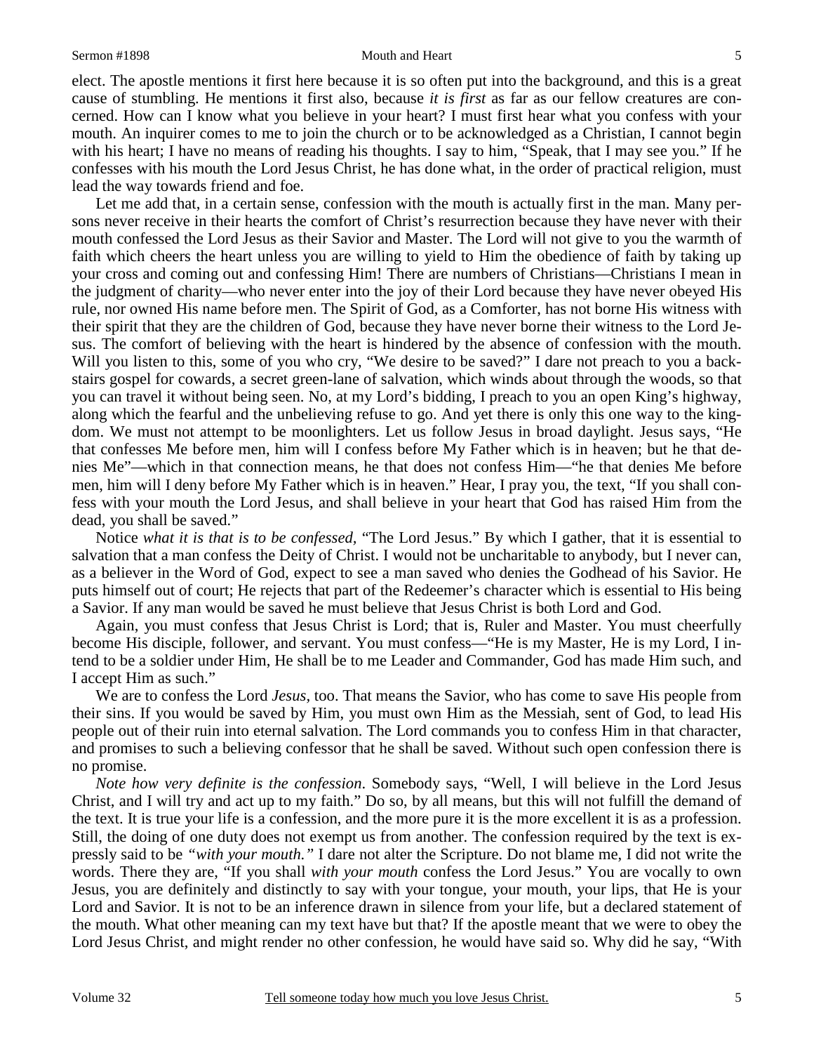elect. The apostle mentions it first here because it is so often put into the background, and this is a great cause of stumbling. He mentions it first also, because *it is first* as far as our fellow creatures are concerned. How can I know what you believe in your heart? I must first hear what you confess with your mouth. An inquirer comes to me to join the church or to be acknowledged as a Christian, I cannot begin with his heart; I have no means of reading his thoughts. I say to him, "Speak, that I may see you." If he confesses with his mouth the Lord Jesus Christ, he has done what, in the order of practical religion, must lead the way towards friend and foe.

Let me add that, in a certain sense, confession with the mouth is actually first in the man. Many persons never receive in their hearts the comfort of Christ's resurrection because they have never with their mouth confessed the Lord Jesus as their Savior and Master. The Lord will not give to you the warmth of faith which cheers the heart unless you are willing to yield to Him the obedience of faith by taking up your cross and coming out and confessing Him! There are numbers of Christians—Christians I mean in the judgment of charity—who never enter into the joy of their Lord because they have never obeyed His rule, nor owned His name before men. The Spirit of God, as a Comforter, has not borne His witness with their spirit that they are the children of God, because they have never borne their witness to the Lord Jesus. The comfort of believing with the heart is hindered by the absence of confession with the mouth. Will you listen to this, some of you who cry, "We desire to be saved?" I dare not preach to you a backstairs gospel for cowards, a secret green-lane of salvation, which winds about through the woods, so that you can travel it without being seen. No, at my Lord's bidding, I preach to you an open King's highway, along which the fearful and the unbelieving refuse to go. And yet there is only this one way to the kingdom. We must not attempt to be moonlighters. Let us follow Jesus in broad daylight. Jesus says, "He that confesses Me before men, him will I confess before My Father which is in heaven; but he that denies Me"—which in that connection means, he that does not confess Him—"he that denies Me before men, him will I deny before My Father which is in heaven." Hear, I pray you, the text, "If you shall confess with your mouth the Lord Jesus, and shall believe in your heart that God has raised Him from the dead, you shall be saved."

Notice *what it is that is to be confessed,* "The Lord Jesus." By which I gather, that it is essential to salvation that a man confess the Deity of Christ. I would not be uncharitable to anybody, but I never can, as a believer in the Word of God, expect to see a man saved who denies the Godhead of his Savior. He puts himself out of court; He rejects that part of the Redeemer's character which is essential to His being a Savior. If any man would be saved he must believe that Jesus Christ is both Lord and God.

Again, you must confess that Jesus Christ is Lord; that is, Ruler and Master. You must cheerfully become His disciple, follower, and servant. You must confess—"He is my Master, He is my Lord, I intend to be a soldier under Him, He shall be to me Leader and Commander, God has made Him such, and I accept Him as such."

We are to confess the Lord *Jesus,* too. That means the Savior, who has come to save His people from their sins. If you would be saved by Him, you must own Him as the Messiah, sent of God, to lead His people out of their ruin into eternal salvation. The Lord commands you to confess Him in that character, and promises to such a believing confessor that he shall be saved. Without such open confession there is no promise.

*Note how very definite is the confession*. Somebody says, "Well, I will believe in the Lord Jesus Christ, and I will try and act up to my faith." Do so, by all means, but this will not fulfill the demand of the text. It is true your life is a confession, and the more pure it is the more excellent it is as a profession. Still, the doing of one duty does not exempt us from another. The confession required by the text is expressly said to be *"with your mouth."* I dare not alter the Scripture. Do not blame me, I did not write the words. There they are, "If you shall *with your mouth* confess the Lord Jesus." You are vocally to own Jesus, you are definitely and distinctly to say with your tongue, your mouth, your lips, that He is your Lord and Savior. It is not to be an inference drawn in silence from your life, but a declared statement of the mouth. What other meaning can my text have but that? If the apostle meant that we were to obey the Lord Jesus Christ, and might render no other confession, he would have said so. Why did he say, "With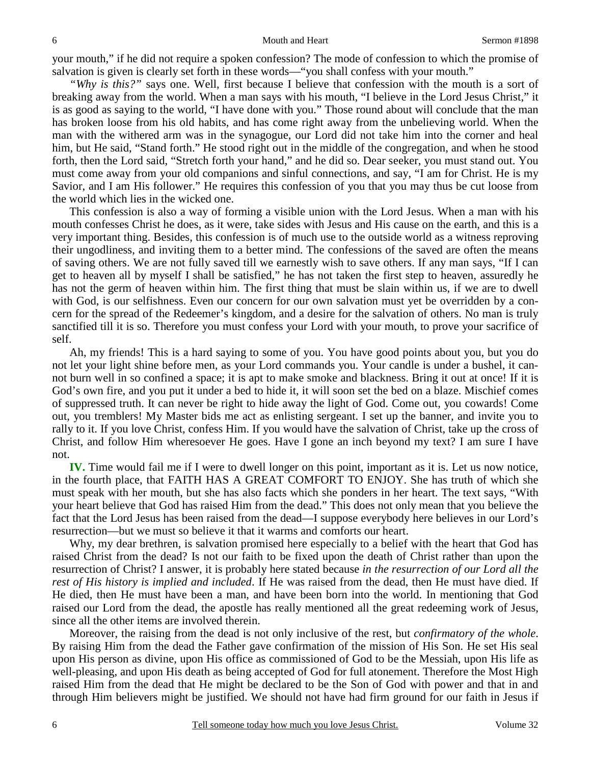your mouth," if he did not require a spoken confession? The mode of confession to which the promise of salvation is given is clearly set forth in these words—"you shall confess with your mouth."

*"Why is this?"* says one. Well, first because I believe that confession with the mouth is a sort of breaking away from the world. When a man says with his mouth, "I believe in the Lord Jesus Christ," it is as good as saying to the world, "I have done with you." Those round about will conclude that the man has broken loose from his old habits, and has come right away from the unbelieving world. When the man with the withered arm was in the synagogue, our Lord did not take him into the corner and heal him, but He said, "Stand forth." He stood right out in the middle of the congregation, and when he stood forth, then the Lord said, "Stretch forth your hand," and he did so. Dear seeker, you must stand out. You must come away from your old companions and sinful connections, and say, "I am for Christ. He is my Savior, and I am His follower." He requires this confession of you that you may thus be cut loose from the world which lies in the wicked one.

This confession is also a way of forming a visible union with the Lord Jesus. When a man with his mouth confesses Christ he does, as it were, take sides with Jesus and His cause on the earth, and this is a very important thing. Besides, this confession is of much use to the outside world as a witness reproving their ungodliness, and inviting them to a better mind. The confessions of the saved are often the means of saving others. We are not fully saved till we earnestly wish to save others. If any man says, "If I can get to heaven all by myself I shall be satisfied," he has not taken the first step to heaven, assuredly he has not the germ of heaven within him. The first thing that must be slain within us, if we are to dwell with God, is our selfishness. Even our concern for our own salvation must yet be overridden by a concern for the spread of the Redeemer's kingdom, and a desire for the salvation of others. No man is truly sanctified till it is so. Therefore you must confess your Lord with your mouth, to prove your sacrifice of self.

Ah, my friends! This is a hard saying to some of you. You have good points about you, but you do not let your light shine before men, as your Lord commands you. Your candle is under a bushel, it cannot burn well in so confined a space; it is apt to make smoke and blackness. Bring it out at once! If it is God's own fire, and you put it under a bed to hide it, it will soon set the bed on a blaze. Mischief comes of suppressed truth. It can never be right to hide away the light of God. Come out, you cowards! Come out, you tremblers! My Master bids me act as enlisting sergeant. I set up the banner, and invite you to rally to it. If you love Christ, confess Him. If you would have the salvation of Christ, take up the cross of Christ, and follow Him wheresoever He goes. Have I gone an inch beyond my text? I am sure I have not.

**IV.** Time would fail me if I were to dwell longer on this point, important as it is. Let us now notice, in the fourth place, that FAITH HAS A GREAT COMFORT TO ENJOY. She has truth of which she must speak with her mouth, but she has also facts which she ponders in her heart. The text says, "With your heart believe that God has raised Him from the dead." This does not only mean that you believe the fact that the Lord Jesus has been raised from the dead—I suppose everybody here believes in our Lord's resurrection—but we must so believe it that it warms and comforts our heart.

Why, my dear brethren, is salvation promised here especially to a belief with the heart that God has raised Christ from the dead? Is not our faith to be fixed upon the death of Christ rather than upon the resurrection of Christ? I answer, it is probably here stated because *in the resurrection of our Lord all the rest of His history is implied and included*. If He was raised from the dead, then He must have died. If He died, then He must have been a man, and have been born into the world. In mentioning that God raised our Lord from the dead, the apostle has really mentioned all the great redeeming work of Jesus, since all the other items are involved therein.

Moreover, the raising from the dead is not only inclusive of the rest, but *confirmatory of the whole*. By raising Him from the dead the Father gave confirmation of the mission of His Son. He set His seal upon His person as divine, upon His office as commissioned of God to be the Messiah, upon His life as well-pleasing, and upon His death as being accepted of God for full atonement. Therefore the Most High raised Him from the dead that He might be declared to be the Son of God with power and that in and through Him believers might be justified. We should not have had firm ground for our faith in Jesus if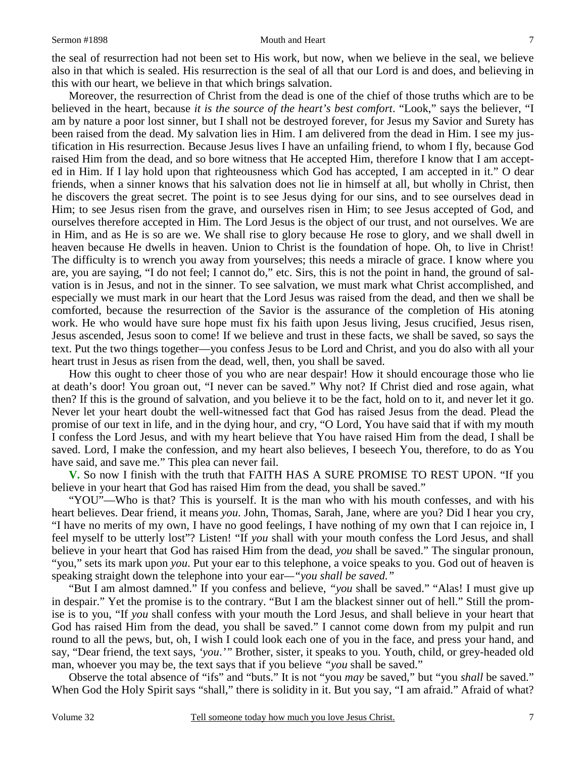the seal of resurrection had not been set to His work, but now, when we believe in the seal, we believe also in that which is sealed. His resurrection is the seal of all that our Lord is and does, and believing in this with our heart, we believe in that which brings salvation.

Moreover, the resurrection of Christ from the dead is one of the chief of those truths which are to be believed in the heart, because *it is the source of the heart's best comfort*. "Look," says the believer, "I am by nature a poor lost sinner, but I shall not be destroyed forever, for Jesus my Savior and Surety has been raised from the dead. My salvation lies in Him. I am delivered from the dead in Him. I see my justification in His resurrection. Because Jesus lives I have an unfailing friend, to whom I fly, because God raised Him from the dead, and so bore witness that He accepted Him, therefore I know that I am accepted in Him. If I lay hold upon that righteousness which God has accepted, I am accepted in it." O dear friends, when a sinner knows that his salvation does not lie in himself at all, but wholly in Christ, then he discovers the great secret. The point is to see Jesus dying for our sins, and to see ourselves dead in Him; to see Jesus risen from the grave, and ourselves risen in Him; to see Jesus accepted of God, and ourselves therefore accepted in Him. The Lord Jesus is the object of our trust, and not ourselves. We are in Him, and as He is so are we. We shall rise to glory because He rose to glory, and we shall dwell in heaven because He dwells in heaven. Union to Christ is the foundation of hope. Oh, to live in Christ! The difficulty is to wrench you away from yourselves; this needs a miracle of grace. I know where you are, you are saying, "I do not feel; I cannot do," etc. Sirs, this is not the point in hand, the ground of salvation is in Jesus, and not in the sinner. To see salvation, we must mark what Christ accomplished, and especially we must mark in our heart that the Lord Jesus was raised from the dead, and then we shall be comforted, because the resurrection of the Savior is the assurance of the completion of His atoning work. He who would have sure hope must fix his faith upon Jesus living, Jesus crucified, Jesus risen, Jesus ascended, Jesus soon to come! If we believe and trust in these facts, we shall be saved, so says the text. Put the two things together—you confess Jesus to be Lord and Christ, and you do also with all your heart trust in Jesus as risen from the dead, well, then, you shall be saved.

How this ought to cheer those of you who are near despair! How it should encourage those who lie at death's door! You groan out, "I never can be saved." Why not? If Christ died and rose again, what then? If this is the ground of salvation, and you believe it to be the fact, hold on to it, and never let it go. Never let your heart doubt the well-witnessed fact that God has raised Jesus from the dead. Plead the promise of our text in life, and in the dying hour, and cry, "O Lord, You have said that if with my mouth I confess the Lord Jesus, and with my heart believe that You have raised Him from the dead, I shall be saved. Lord, I make the confession, and my heart also believes, I beseech You, therefore, to do as You have said, and save me." This plea can never fail.

**V.** So now I finish with the truth that FAITH HAS A SURE PROMISE TO REST UPON. "If you believe in your heart that God has raised Him from the dead, you shall be saved."

"YOU"—Who is that? This is yourself. It is the man who with his mouth confesses, and with his heart believes. Dear friend, it means *you*. John, Thomas, Sarah, Jane, where are you? Did I hear you cry, "I have no merits of my own, I have no good feelings, I have nothing of my own that I can rejoice in, I feel myself to be utterly lost"? Listen! "If *you* shall with your mouth confess the Lord Jesus, and shall believe in your heart that God has raised Him from the dead, *you* shall be saved." The singular pronoun, "you," sets its mark upon *you*. Put your ear to this telephone, a voice speaks to you. God out of heaven is speaking straight down the telephone into your ear—*"you shall be saved."*

"But I am almost damned." If you confess and believe, *"you* shall be saved." "Alas! I must give up in despair." Yet the promise is to the contrary. "But I am the blackest sinner out of hell." Still the promise is to you, "If *you* shall confess with your mouth the Lord Jesus, and shall believe in your heart that God has raised Him from the dead, you shall be saved." I cannot come down from my pulpit and run round to all the pews, but, oh, I wish I could look each one of you in the face, and press your hand, and say, "Dear friend, the text says, *'you.'*" Brother, sister, it speaks to you. Youth, child, or grey-headed old man, whoever you may be, the text says that if you believe *"you* shall be saved."

Observe the total absence of "ifs" and "buts." It is not "you *may* be saved," but "you *shall* be saved." When God the Holy Spirit says "shall," there is solidity in it. But you say, "I am afraid." Afraid of what?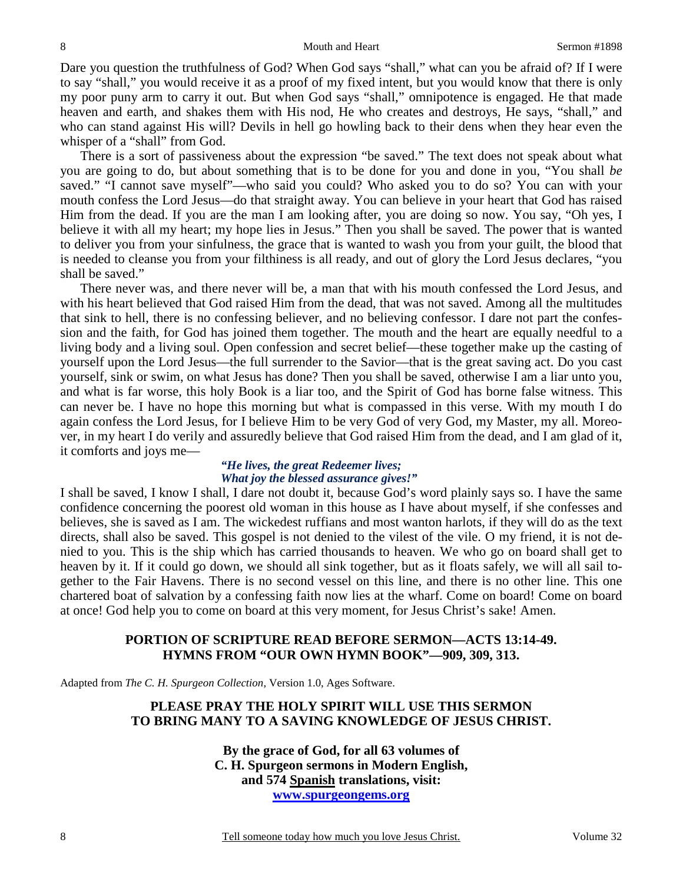Dare you question the truthfulness of God? When God says "shall," what can you be afraid of? If I were to say "shall," you would receive it as a proof of my fixed intent, but you would know that there is only my poor puny arm to carry it out. But when God says "shall," omnipotence is engaged. He that made heaven and earth, and shakes them with His nod, He who creates and destroys, He says, "shall," and who can stand against His will? Devils in hell go howling back to their dens when they hear even the whisper of a "shall" from God.

There is a sort of passiveness about the expression "be saved." The text does not speak about what you are going to do, but about something that is to be done for you and done in you, "You shall *be* saved." "I cannot save myself"—who said you could? Who asked you to do so? You can with your mouth confess the Lord Jesus—do that straight away. You can believe in your heart that God has raised Him from the dead. If you are the man I am looking after, you are doing so now. You say, "Oh yes, I believe it with all my heart; my hope lies in Jesus." Then you shall be saved. The power that is wanted to deliver you from your sinfulness, the grace that is wanted to wash you from your guilt, the blood that is needed to cleanse you from your filthiness is all ready, and out of glory the Lord Jesus declares, "you shall be saved."

There never was, and there never will be, a man that with his mouth confessed the Lord Jesus, and with his heart believed that God raised Him from the dead, that was not saved. Among all the multitudes that sink to hell, there is no confessing believer, and no believing confessor. I dare not part the confession and the faith, for God has joined them together. The mouth and the heart are equally needful to a living body and a living soul. Open confession and secret belief—these together make up the casting of yourself upon the Lord Jesus—the full surrender to the Savior—that is the great saving act. Do you cast yourself, sink or swim, on what Jesus has done? Then you shall be saved, otherwise I am a liar unto you, and what is far worse, this holy Book is a liar too, and the Spirit of God has borne false witness. This can never be. I have no hope this morning but what is compassed in this verse. With my mouth I do again confess the Lord Jesus, for I believe Him to be very God of very God, my Master, my all. Moreover, in my heart I do verily and assuredly believe that God raised Him from the dead, and I am glad of it, it comforts and joys me—

*"He lives, the great Redeemer lives;*
*What joy the blessed assurance gives!"*

I shall be saved, I know I shall, I dare not doubt it, because God's word plainly says so. I have the same confidence concerning the poorest old woman in this house as I have about myself, if she confesses and believes, she is saved as I am. The wickedest ruffians and most wanton harlots, if they will do as the text directs, shall also be saved. This gospel is not denied to the vilest of the vile. O my friend, it is not denied to you. This is the ship which has carried thousands to heaven. We who go on board shall get to heaven by it. If it could go down, we should all sink together, but as it floats safely, we will all sail together to the Fair Havens. There is no second vessel on this line, and there is no other line. This one chartered boat of salvation by a confessing faith now lies at the wharf. Come on board! Come on board at once! God help you to come on board at this very moment, for Jesus Christ's sake! Amen.

**PORTION OF SCRIPTURE READ BEFORE SERMON—ACTS 13:14-49.**
**HYMNS FROM "OUR OWN HYMN BOOK"—909, 309, 313.**

Adapted from *The C. H. Spurgeon Collection*, Version 1.0, Ages Software.

**PLEASE PRAY THE HOLY SPIRIT WILL USE THIS SERMON TO BRING MANY TO A SAVING KNOWLEDGE OF JESUS CHRIST.**

**By the grace of God, for all 63 volumes of C. H. Spurgeon sermons in Modern English, and 574 Spanish translations, visit: www.spurgeongems.org**

Tell someone today how much you love Jesus Christ.